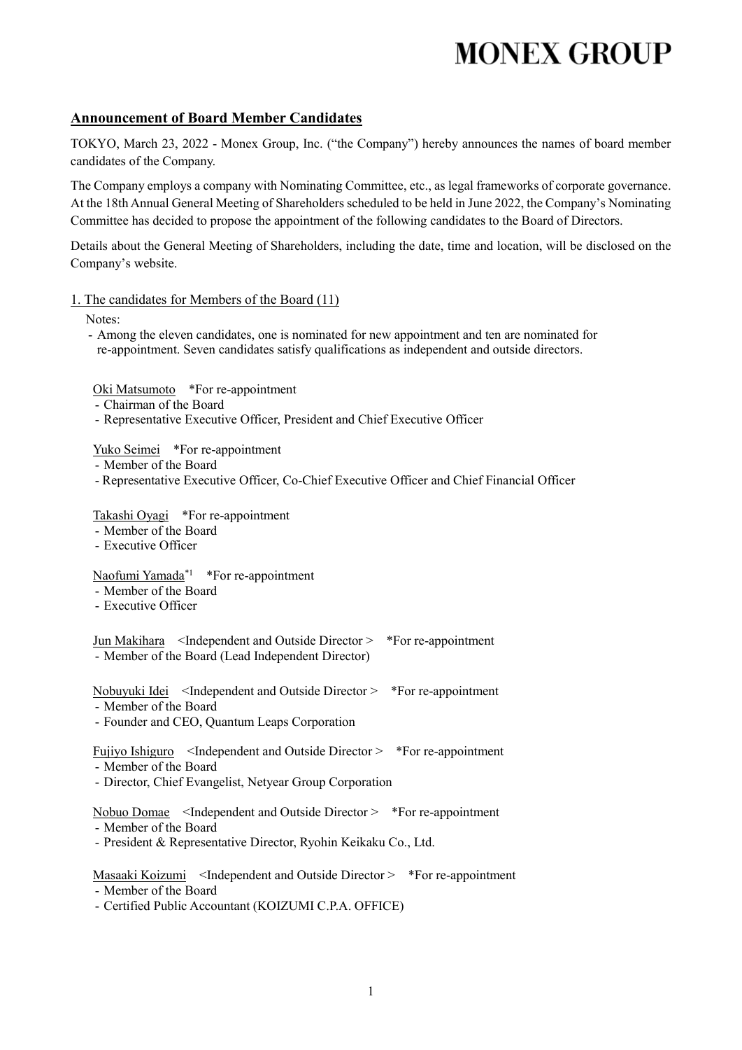# MONEX GROUP

## Announcement of Board Member Candidates

TOKYO, March 23, 2022 - Monex Group, Inc. ("the Company") hereby announces the names of board member candidates of the Company.

The Company employs a company with Nominating Committee, etc., as legal frameworks of corporate governance. At the 18th Annual General Meeting of Shareholders scheduled to be held in June 2022, the Company's Nominating Committee has decided to propose the appointment of the following candidates to the Board of Directors.

Details about the General Meeting of Shareholders, including the date, time and location, will be disclosed on the Company's website.

### 1. The candidates for Members of the Board (11)

Notes:

- Among the eleven candidates, one is nominated for new appointment and ten are nominated for re-appointment. Seven candidates satisfy qualifications as independent and outside directors.

Oki Matsumoto *For re-appointment
- Chairman of the Board
- Representative Executive Officer, President and Chief Executive Officer

Yuko Seimei *For re-appointment
- Member of the Board
- Representative Executive Officer, Co-Chief Executive Officer and Chief Financial Officer

Takashi Oyagi *For re-appointment
- Member of the Board
- Executive Officer

Naofumi Yamada[*1] *For re-appointment
- Member of the Board
- Executive Officer

Jun Makihara <Independent and Outside Director> *For re-appointment
- Member of the Board (Lead Independent Director)

Nobuyuki Idei <Independent and Outside Director> *For re-appointment
- Member of the Board
- Founder and CEO, Quantum Leaps Corporation

Fujiyo Ishiguro <Independent and Outside Director> *For re-appointment
- Member of the Board
- Director, Chief Evangelist, Netyear Group Corporation

Nobuo Domae <Independent and Outside Director> *For re-appointment
- Member of the Board
- President & Representative Director, Ryohin Keikaku Co., Ltd.

Masaaki Koizumi <Independent and Outside Director> *For re-appointment
- Member of the Board
- Certified Public Accountant (KOIZUMI C.P.A. OFFICE)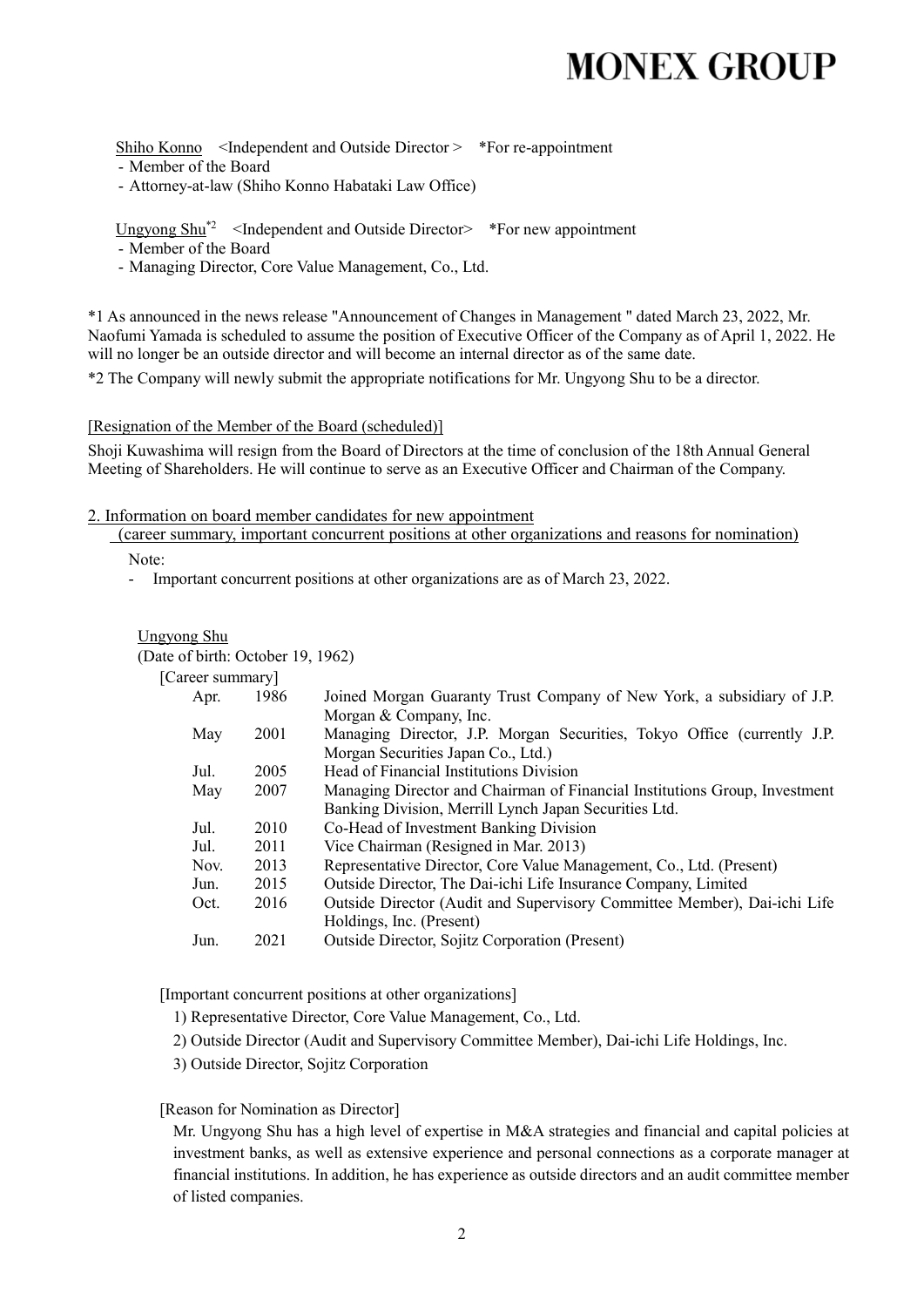Shiho Konno <Independent and Outside Director > *For re-appointment

- Member of the Board
- Attorney-at-law (Shiho Konno Habataki Law Office)

Ungyong Shu[*2] <Independent and Outside Director> *For new appointment

- Member of the Board
- Managing Director, Core Value Management, Co., Ltd.

*1 As announced in the news release "Announcement of Changes in Management " dated March 23, 2022, Mr. Naofumi Yamada is scheduled to assume the position of Executive Officer of the Company as of April 1, 2022. He will no longer be an outside director and will become an internal director as of the same date.

*2 The Company will newly submit the appropriate notifications for Mr. Ungyong Shu to be a director.

[Resignation of the Member of the Board (scheduled)]

Shoji Kuwashima will resign from the Board of Directors at the time of conclusion of the 18th Annual General Meeting of Shareholders. He will continue to serve as an Executive Officer and Chairman of the Company.

## 2. Information on board member candidates for new appointment

(career summary, important concurrent positions at other organizations and reasons for nomination)

Note:

- Important concurrent positions at other organizations are as of March 23, 2022.

Ungyong Shu

(Date of birth: October 19, 1962)

[Career summary]

| | | |
|---|---|---|
| Apr. | 1986 | Joined Morgan Guaranty Trust Company of New York, a subsidiary of J.P. Morgan & Company, Inc. |
| May | 2001 | Managing Director, J.P. Morgan Securities, Tokyo Office (currently J.P. Morgan Securities Japan Co., Ltd.) |
| Jul. | 2005 | Head of Financial Institutions Division |
| May | 2007 | Managing Director and Chairman of Financial Institutions Group, Investment Banking Division, Merrill Lynch Japan Securities Ltd. |
| Jul. | 2010 | Co-Head of Investment Banking Division |
| Jul. | 2011 | Vice Chairman (Resigned in Mar. 2013) |
| Nov. | 2013 | Representative Director, Core Value Management, Co., Ltd. (Present) |
| Jun. | 2015 | Outside Director, The Dai-ichi Life Insurance Company, Limited |
| Oct. | 2016 | Outside Director (Audit and Supervisory Committee Member), Dai-ichi Life Holdings, Inc. (Present) |
| Jun. | 2021 | Outside Director, Sojitz Corporation (Present) |

[Important concurrent positions at other organizations]

1) Representative Director, Core Value Management, Co., Ltd.

2) Outside Director (Audit and Supervisory Committee Member), Dai-ichi Life Holdings, Inc.

3) Outside Director, Sojitz Corporation

[Reason for Nomination as Director]

Mr. Ungyong Shu has a high level of expertise in M&A strategies and financial and capital policies at investment banks, as well as extensive experience and personal connections as a corporate manager at financial institutions. In addition, he has experience as outside directors and an audit committee member of listed companies.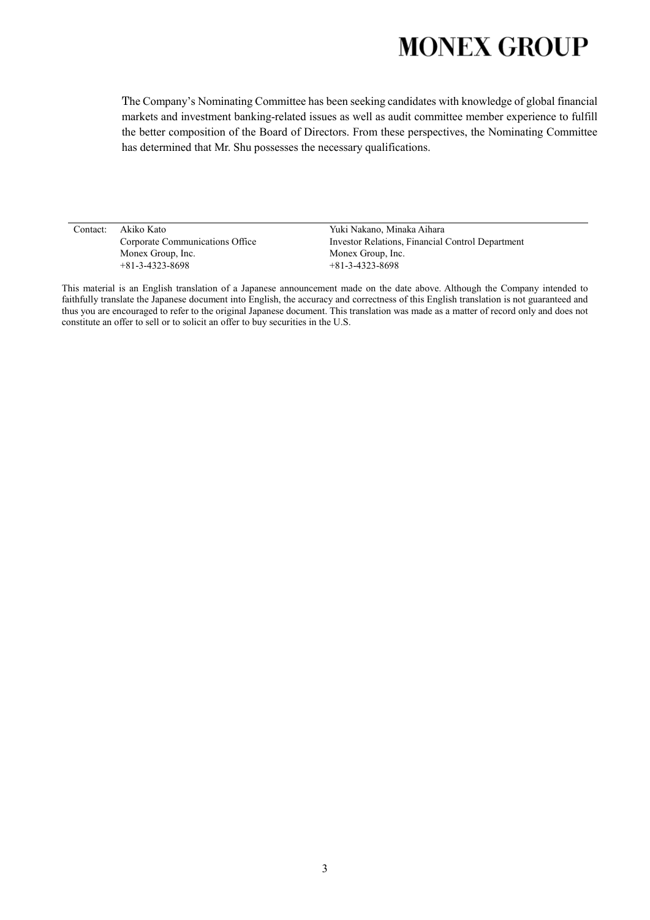The Company's Nominating Committee has been seeking candidates with knowledge of global financial markets and investment banking-related issues as well as audit committee member experience to fulfill the better composition of the Board of Directors. From these perspectives, the Nominating Committee has determined that Mr. Shu possesses the necessary qualifications.

| | | |
|---|---|---|
| Contact: | Akiko Kato<br>Corporate Communications Office<br>Monex Group, Inc.<br>+81-3-4323-8698 | Yuki Nakano, Minaka Aihara<br>Investor Relations, Financial Control Department<br>Monex Group, Inc.<br>+81-3-4323-8698 |

This material is an English translation of a Japanese announcement made on the date above. Although the Company intended to faithfully translate the Japanese document into English, the accuracy and correctness of this English translation is not guaranteed and thus you are encouraged to refer to the original Japanese document. This translation was made as a matter of record only and does not constitute an offer to sell or to solicit an offer to buy securities in the U.S.